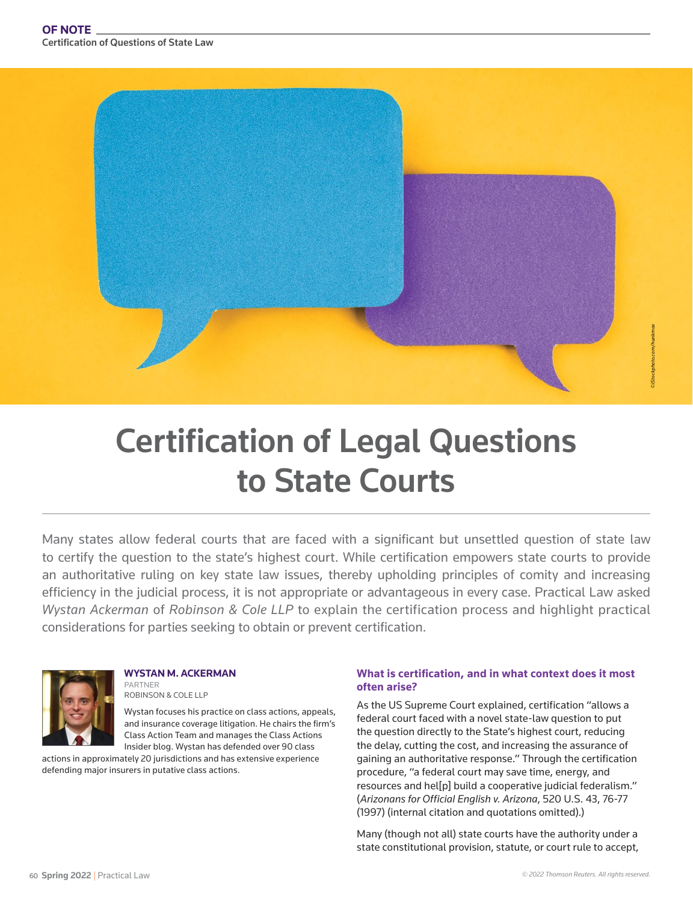# Certification of Legal Questions to State Courts

Many states allow federal courts that are faced with a significant but unsettled question of state law to certify the question to the state's highest court. While certification empowers state courts to provide an authoritative ruling on key state law issues, thereby upholding principles of comity and increasing efficiency in the judicial process, it is not appropriate or advantageous in every case. Practical Law asked *Wystan Ackerman* of *Robinson & Cole LLP* to explain the certification process and highlight practical considerations for parties seeking to obtain or prevent certification.

**WYSTAN M. ACKERMAN**
PARTNER
ROBINSON & COLE LLP

Wystan focuses his practice on class actions, appeals, and insurance coverage litigation. He chairs the firm's Class Action Team and manages the Class Actions Insider blog. Wystan has defended over 90 class actions in approximately 20 jurisdictions and has extensive experience defending major insurers in putative class actions.

### What is certification, and in what context does it most often arise?

As the US Supreme Court explained, certification "allows a federal court faced with a novel state-law question to put the question directly to the State's highest court, reducing the delay, cutting the cost, and increasing the assurance of gaining an authoritative response." Through the certification procedure, "a federal court may save time, energy, and resources and hel[p] build a cooperative judicial federalism." (*Arizonans for Official English v. Arizona*, 520 U.S. 43, 76-77 (1997) (internal citation and quotations omitted).)

Many (though not all) state courts have the authority under a state constitutional provision, statute, or court rule to accept,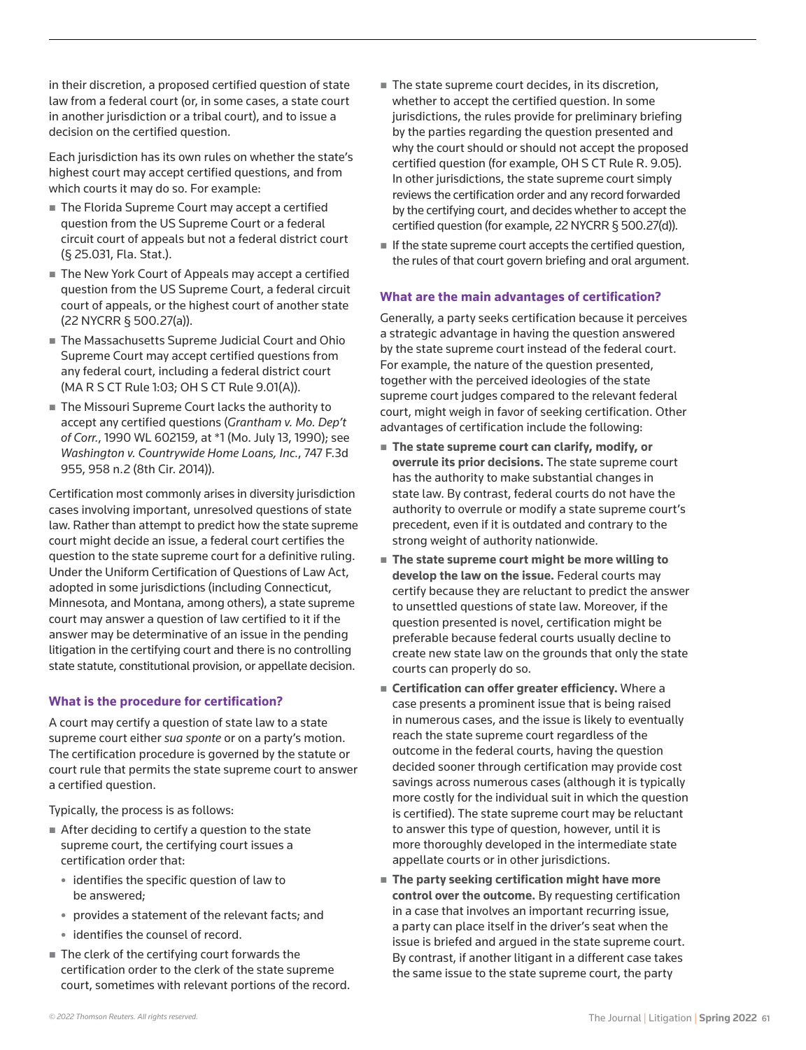in their discretion, a proposed certified question of state law from a federal court (or, in some cases, a state court in another jurisdiction or a tribal court), and to issue a decision on the certified question.

Each jurisdiction has its own rules on whether the state's highest court may accept certified questions, and from which courts it may do so. For example:

- The Florida Supreme Court may accept a certified question from the US Supreme Court or a federal circuit court of appeals but not a federal district court (§ 25.031, Fla. Stat.).
- The New York Court of Appeals may accept a certified question from the US Supreme Court, a federal circuit court of appeals, or the highest court of another state (22 NYCRR § 500.27(a)).
- The Massachusetts Supreme Judicial Court and Ohio Supreme Court may accept certified questions from any federal court, including a federal district court (MA R S CT Rule 1:03; OH S CT Rule 9.01(A)).
- The Missouri Supreme Court lacks the authority to accept any certified questions (*Grantham v. Mo. Dep't of Corr.*, 1990 WL 602159, at *1 (Mo. July 13, 1990); see *Washington v. Countrywide Home Loans, Inc.*, 747 F.3d 955, 958 n.2 (8th Cir. 2014)).

Certification most commonly arises in diversity jurisdiction cases involving important, unresolved questions of state law. Rather than attempt to predict how the state supreme court might decide an issue, a federal court certifies the question to the state supreme court for a definitive ruling. Under the Uniform Certification of Questions of Law Act, adopted in some jurisdictions (including Connecticut, Minnesota, and Montana, among others), a state supreme court may answer a question of law certified to it if the answer may be determinative of an issue in the pending litigation in the certifying court and there is no controlling state statute, constitutional provision, or appellate decision.

### What is the procedure for certification?

A court may certify a question of state law to a state supreme court either *sua sponte* or on a party's motion. The certification procedure is governed by the statute or court rule that permits the state supreme court to answer a certified question.

Typically, the process is as follows:

- After deciding to certify a question to the state supreme court, the certifying court issues a certification order that:
  - identifies the specific question of law to be answered;
  - provides a statement of the relevant facts; and
  - identifies the counsel of record.
- The clerk of the certifying court forwards the certification order to the clerk of the state supreme court, sometimes with relevant portions of the record.
- The state supreme court decides, in its discretion, whether to accept the certified question. In some jurisdictions, the rules provide for preliminary briefing by the parties regarding the question presented and why the court should or should not accept the proposed certified question (for example, OH S CT Rule R. 9.05). In other jurisdictions, the state supreme court simply reviews the certification order and any record forwarded by the certifying court, and decides whether to accept the certified question (for example, 22 NYCRR § 500.27(d)).
- If the state supreme court accepts the certified question, the rules of that court govern briefing and oral argument.

### What are the main advantages of certification?

Generally, a party seeks certification because it perceives a strategic advantage in having the question answered by the state supreme court instead of the federal court. For example, the nature of the question presented, together with the perceived ideologies of the state supreme court judges compared to the relevant federal court, might weigh in favor of seeking certification. Other advantages of certification include the following:

- **The state supreme court can clarify, modify, or overrule its prior decisions.** The state supreme court has the authority to make substantial changes in state law. By contrast, federal courts do not have the authority to overrule or modify a state supreme court's precedent, even if it is outdated and contrary to the strong weight of authority nationwide.
- **The state supreme court might be more willing to develop the law on the issue.** Federal courts may certify because they are reluctant to predict the answer to unsettled questions of state law. Moreover, if the question presented is novel, certification might be preferable because federal courts usually decline to create new state law on the grounds that only the state courts can properly do so.
- **Certification can offer greater efficiency.** Where a case presents a prominent issue that is being raised in numerous cases, and the issue is likely to eventually reach the state supreme court regardless of the outcome in the federal courts, having the question decided sooner through certification may provide cost savings across numerous cases (although it is typically more costly for the individual suit in which the question is certified). The state supreme court may be reluctant to answer this type of question, however, until it is more thoroughly developed in the intermediate state appellate courts or in other jurisdictions.
- **The party seeking certification might have more control over the outcome.** By requesting certification in a case that involves an important recurring issue, a party can place itself in the driver's seat when the issue is briefed and argued in the state supreme court. By contrast, if another litigant in a different case takes the same issue to the state supreme court, the party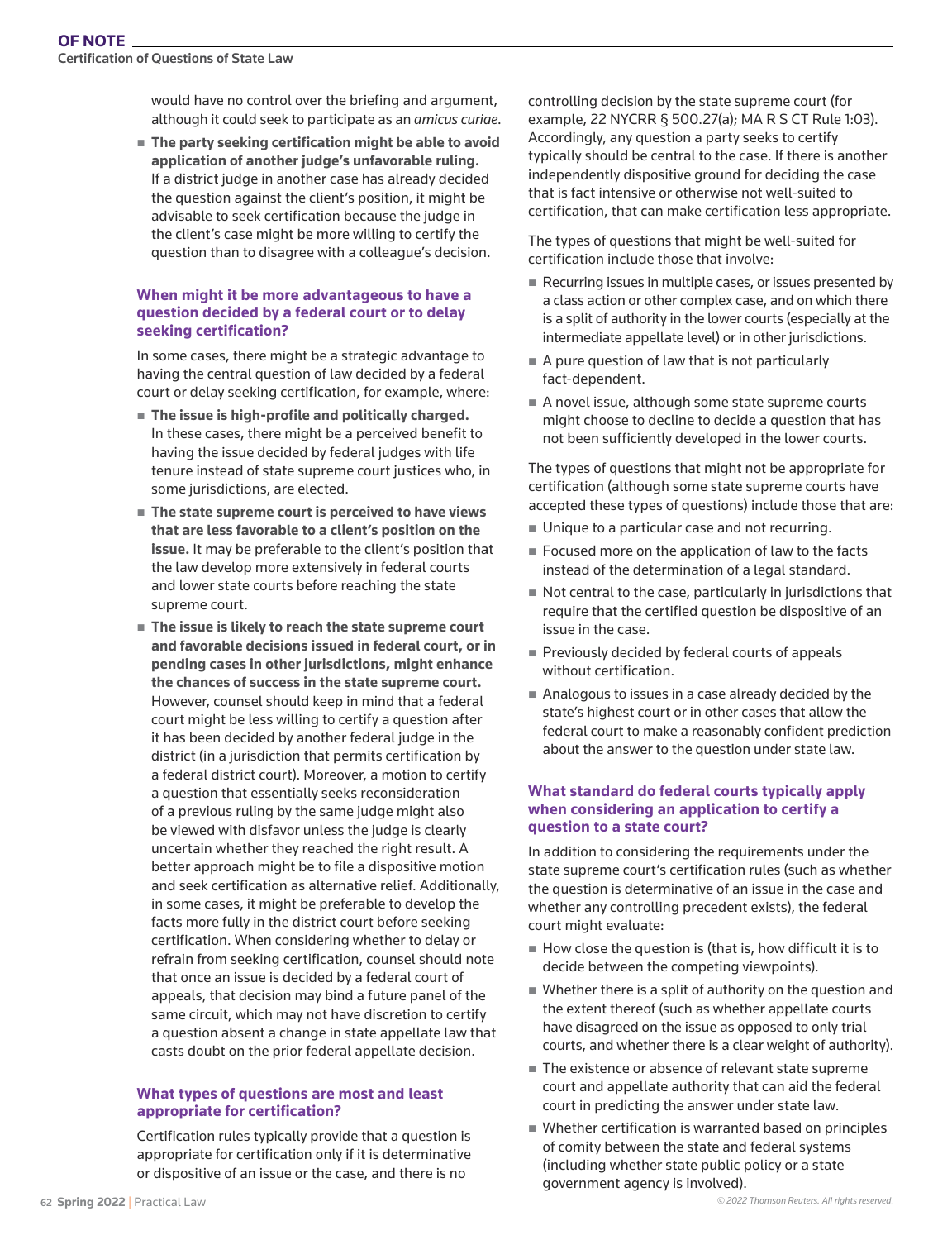would have no control over the briefing and argument, although it could seek to participate as an *amicus curiae*.

- **The party seeking certification might be able to avoid application of another judge's unfavorable ruling.** If a district judge in another case has already decided the question against the client's position, it might be advisable to seek certification because the judge in the client's case might be more willing to certify the question than to disagree with a colleague's decision.

### When might it be more advantageous to have a question decided by a federal court or to delay seeking certification?

In some cases, there might be a strategic advantage to having the central question of law decided by a federal court or delay seeking certification, for example, where:

- **The issue is high-profile and politically charged.** In these cases, there might be a perceived benefit to having the issue decided by federal judges with life tenure instead of state supreme court justices who, in some jurisdictions, are elected.
- **The state supreme court is perceived to have views that are less favorable to a client's position on the issue.** It may be preferable to the client's position that the law develop more extensively in federal courts and lower state courts before reaching the state supreme court.
- **The issue is likely to reach the state supreme court and favorable decisions issued in federal court, or in pending cases in other jurisdictions, might enhance the chances of success in the state supreme court.** However, counsel should keep in mind that a federal court might be less willing to certify a question after it has been decided by another federal judge in the district (in a jurisdiction that permits certification by a federal district court). Moreover, a motion to certify a question that essentially seeks reconsideration of a previous ruling by the same judge might also be viewed with disfavor unless the judge is clearly uncertain whether they reached the right result. A better approach might be to file a dispositive motion and seek certification as alternative relief. Additionally, in some cases, it might be preferable to develop the facts more fully in the district court before seeking certification. When considering whether to delay or refrain from seeking certification, counsel should note that once an issue is decided by a federal court of appeals, that decision may bind a future panel of the same circuit, which may not have discretion to certify a question absent a change in state appellate law that casts doubt on the prior federal appellate decision.

### What types of questions are most and least appropriate for certification?

Certification rules typically provide that a question is appropriate for certification only if it is determinative or dispositive of an issue or the case, and there is no controlling decision by the state supreme court (for example, 22 NYCRR § 500.27(a); MA R S CT Rule 1:03). Accordingly, any question a party seeks to certify typically should be central to the case. If there is another independently dispositive ground for deciding the case that is fact intensive or otherwise not well-suited to certification, that can make certification less appropriate.

The types of questions that might be well-suited for certification include those that involve:

- Recurring issues in multiple cases, or issues presented by a class action or other complex case, and on which there is a split of authority in the lower courts (especially at the intermediate appellate level) or in other jurisdictions.
- A pure question of law that is not particularly fact-dependent.
- A novel issue, although some state supreme courts might choose to decline to decide a question that has not been sufficiently developed in the lower courts.

The types of questions that might not be appropriate for certification (although some state supreme courts have accepted these types of questions) include those that are:

- Unique to a particular case and not recurring.
- Focused more on the application of law to the facts instead of the determination of a legal standard.
- Not central to the case, particularly in jurisdictions that require that the certified question be dispositive of an issue in the case.
- Previously decided by federal courts of appeals without certification.
- Analogous to issues in a case already decided by the state's highest court or in other cases that allow the federal court to make a reasonably confident prediction about the answer to the question under state law.

### What standard do federal courts typically apply when considering an application to certify a question to a state court?

In addition to considering the requirements under the state supreme court's certification rules (such as whether the question is determinative of an issue in the case and whether any controlling precedent exists), the federal court might evaluate:

- How close the question is (that is, how difficult it is to decide between the competing viewpoints).
- Whether there is a split of authority on the question and the extent thereof (such as whether appellate courts have disagreed on the issue as opposed to only trial courts, and whether there is a clear weight of authority).
- The existence or absence of relevant state supreme court and appellate authority that can aid the federal court in predicting the answer under state law.
- Whether certification is warranted based on principles of comity between the state and federal systems (including whether state public policy or a state government agency is involved).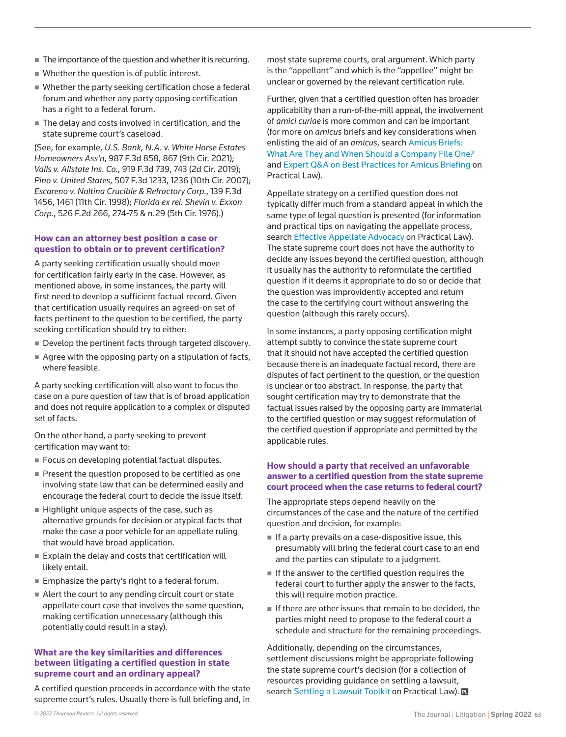- The importance of the question and whether it is recurring.
- Whether the question is of public interest.
- Whether the party seeking certification chose a federal forum and whether any party opposing certification has a right to a federal forum.
- The delay and costs involved in certification, and the state supreme court's caseload.

(See, for example, *U.S. Bank, N.A. v. White Horse Estates Homeowners Ass'n*, 987 F.3d 858, 867 (9th Cir. 2021); *Valls v. Allstate Ins. Co.*, 919 F.3d 739, 743 (2d Cir. 2019); *Pino v. United States*, 507 F.3d 1233, 1236 (10th Cir. 2007); *Escareno v. Noltina Crucible & Refractory Corp.*, 139 F.3d 1456, 1461 (11th Cir. 1998); *Florida ex rel. Shevin v. Exxon Corp.*, 526 F.2d 266, 274-75 & n.29 (5th Cir. 1976).)

### How can an attorney best position a case or question to obtain or to prevent certification?

A party seeking certification usually should move for certification fairly early in the case. However, as mentioned above, in some instances, the party will first need to develop a sufficient factual record. Given that certification usually requires an agreed-on set of facts pertinent to the question to be certified, the party seeking certification should try to either:

- Develop the pertinent facts through targeted discovery.
- Agree with the opposing party on a stipulation of facts, where feasible.

A party seeking certification will also want to focus the case on a pure question of law that is of broad application and does not require application to a complex or disputed set of facts.

On the other hand, a party seeking to prevent certification may want to:

- Focus on developing potential factual disputes.
- Present the question proposed to be certified as one involving state law that can be determined easily and encourage the federal court to decide the issue itself.
- Highlight unique aspects of the case, such as alternative grounds for decision or atypical facts that make the case a poor vehicle for an appellate ruling that would have broad application.
- Explain the delay and costs that certification will likely entail.
- Emphasize the party's right to a federal forum.
- Alert the court to any pending circuit court or state appellate court case that involves the same question, making certification unnecessary (although this potentially could result in a stay).

### What are the key similarities and differences between litigating a certified question in state supreme court and an ordinary appeal?

A certified question proceeds in accordance with the state supreme court's rules. Usually there is full briefing and, in most state supreme courts, oral argument. Which party is the "appellant" and which is the "appellee" might be unclear or governed by the relevant certification rule.

Further, given that a certified question often has broader applicability than a run-of-the-mill appeal, the involvement of *amici curiae* is more common and can be important (for more on *amicus* briefs and key considerations when enlisting the aid of an *amicus*, search Amicus Briefs: What Are They and When Should a Company File One? and Expert Q&A on Best Practices for Amicus Briefing on Practical Law).

Appellate strategy on a certified question does not typically differ much from a standard appeal in which the same type of legal question is presented (for information and practical tips on navigating the appellate process, search Effective Appellate Advocacy on Practical Law). The state supreme court does not have the authority to decide any issues beyond the certified question, although it usually has the authority to reformulate the certified question if it deems it appropriate to do so or decide that the question was improvidently accepted and return the case to the certifying court without answering the question (although this rarely occurs).

In some instances, a party opposing certification might attempt subtly to convince the state supreme court that it should not have accepted the certified question because there is an inadequate factual record, there are disputes of fact pertinent to the question, or the question is unclear or too abstract. In response, the party that sought certification may try to demonstrate that the factual issues raised by the opposing party are immaterial to the certified question or may suggest reformulation of the certified question if appropriate and permitted by the applicable rules.

### How should a party that received an unfavorable answer to a certified question from the state supreme court proceed when the case returns to federal court?

The appropriate steps depend heavily on the circumstances of the case and the nature of the certified question and decision, for example:

- If a party prevails on a case-dispositive issue, this presumably will bring the federal court case to an end and the parties can stipulate to a judgment.
- If the answer to the certified question requires the federal court to further apply the answer to the facts, this will require motion practice.
- If there are other issues that remain to be decided, the parties might need to propose to the federal court a schedule and structure for the remaining proceedings.

Additionally, depending on the circumstances, settlement discussions might be appropriate following the state supreme court's decision (for a collection of resources providing guidance on settling a lawsuit, search Settling a Lawsuit Toolkit on Practical Law).